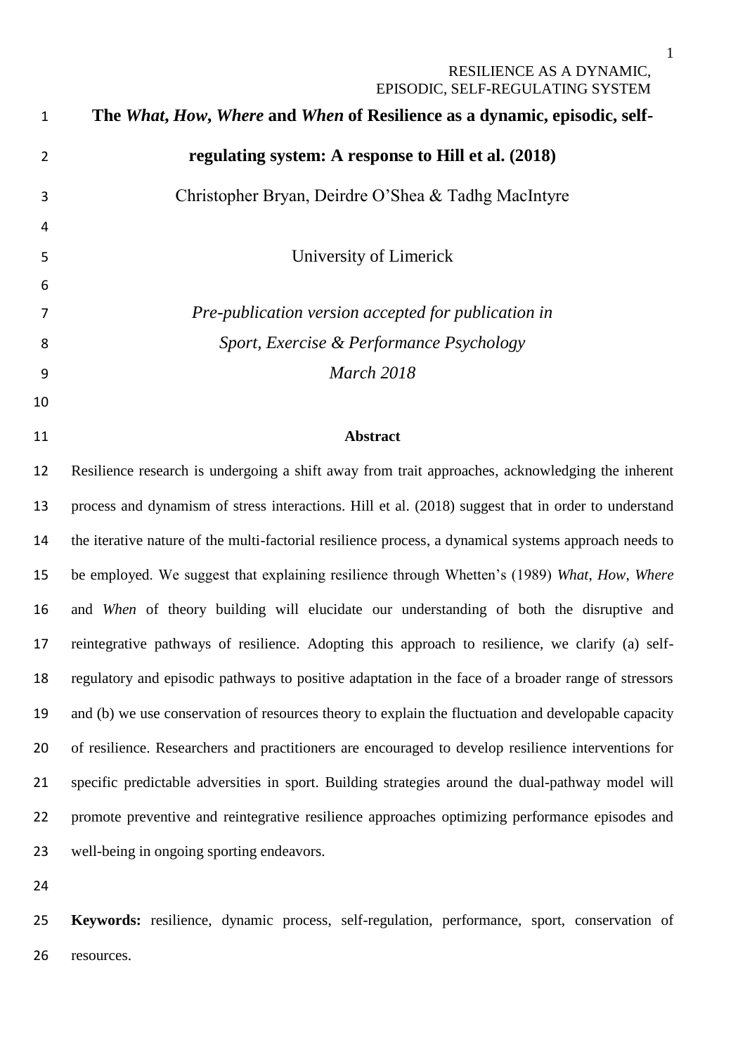# The *What*, *How*, *Where* and *When* of Resilience as a dynamic, episodic, self-regulating system: A response to Hill et al. (2018)

Christopher Bryan, Deirdre O'Shea & Tadhg MacIntyre

University of Limerick

*Pre-publication version accepted for publication in*
*Sport, Exercise & Performance Psychology*
*March 2018*

## Abstract

Resilience research is undergoing a shift away from trait approaches, acknowledging the inherent process and dynamism of stress interactions. Hill et al. (2018) suggest that in order to understand the iterative nature of the multi-factorial resilience process, a dynamical systems approach needs to be employed. We suggest that explaining resilience through Whetten's (1989) *What*, *How*, *Where* and *When* of theory building will elucidate our understanding of both the disruptive and reintegrative pathways of resilience. Adopting this approach to resilience, we clarify (a) self-regulatory and episodic pathways to positive adaptation in the face of a broader range of stressors and (b) we use conservation of resources theory to explain the fluctuation and developable capacity of resilience. Researchers and practitioners are encouraged to develop resilience interventions for specific predictable adversities in sport. Building strategies around the dual-pathway model will promote preventive and reintegrative resilience approaches optimizing performance episodes and well-being in ongoing sporting endeavors.

**Keywords:** resilience, dynamic process, self-regulation, performance, sport, conservation of resources.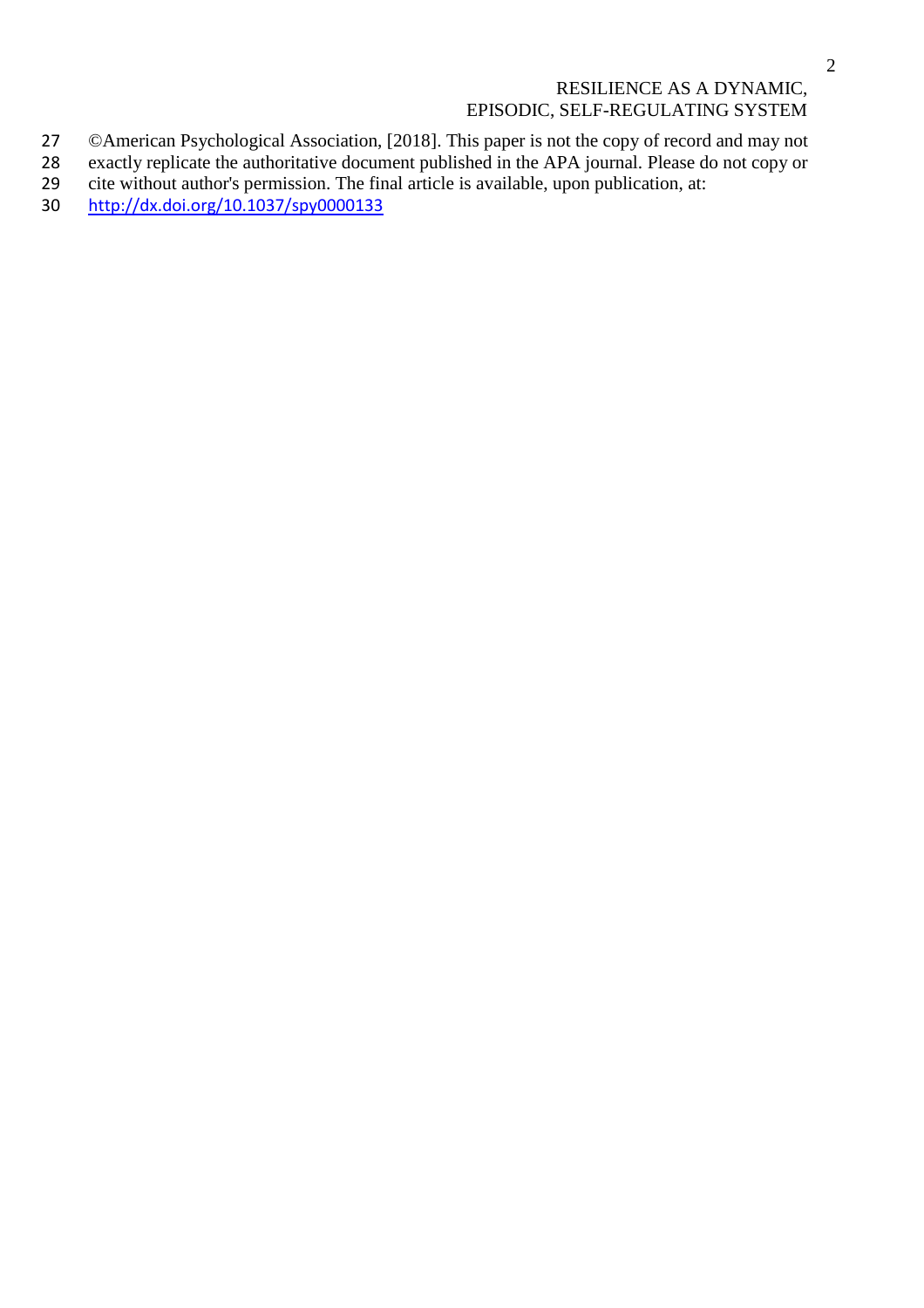©American Psychological Association, [2018]. This paper is not the copy of record and may not exactly replicate the authoritative document published in the APA journal. Please do not copy or cite without author's permission. The final article is available, upon publication, at: http://dx.doi.org/10.1037/spy0000133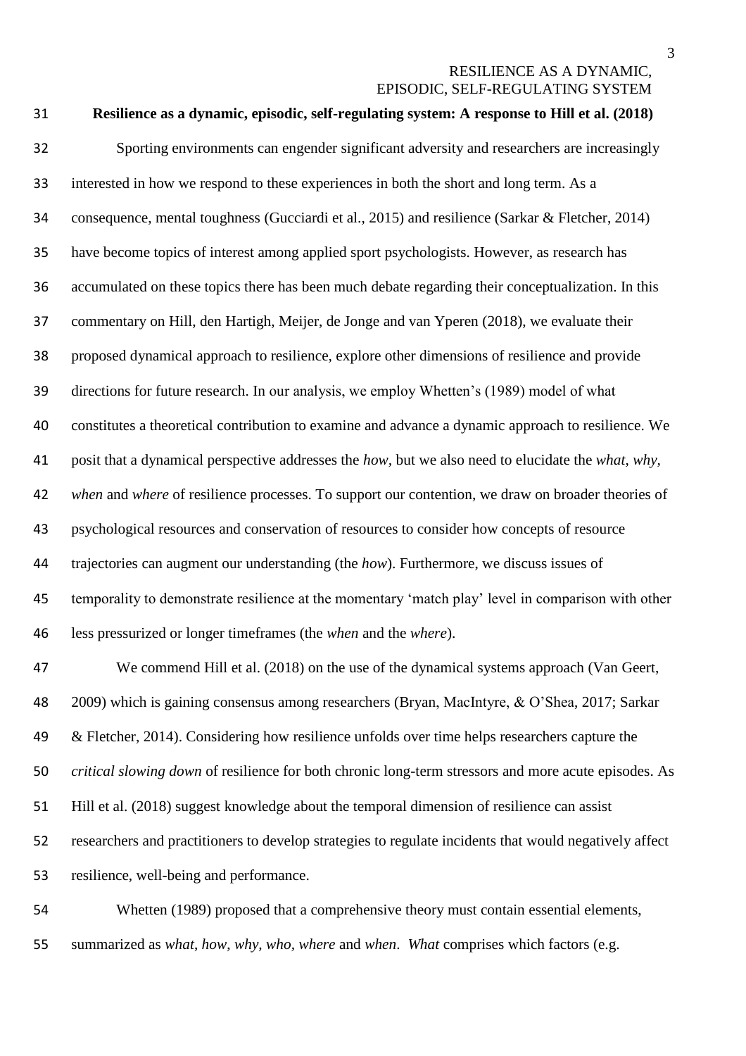**Resilience as a dynamic, episodic, self-regulating system: A response to Hill et al. (2018)**

Sporting environments can engender significant adversity and researchers are increasingly interested in how we respond to these experiences in both the short and long term. As a consequence, mental toughness (Gucciardi et al., 2015) and resilience (Sarkar & Fletcher, 2014) have become topics of interest among applied sport psychologists. However, as research has accumulated on these topics there has been much debate regarding their conceptualization. In this commentary on Hill, den Hartigh, Meijer, de Jonge and van Yperen (2018), we evaluate their proposed dynamical approach to resilience, explore other dimensions of resilience and provide directions for future research. In our analysis, we employ Whetten's (1989) model of what constitutes a theoretical contribution to examine and advance a dynamic approach to resilience. We posit that a dynamical perspective addresses the *how*, but we also need to elucidate the *what*, *why*, *when* and *where* of resilience processes. To support our contention, we draw on broader theories of psychological resources and conservation of resources to consider how concepts of resource trajectories can augment our understanding (the *how*). Furthermore, we discuss issues of temporality to demonstrate resilience at the momentary 'match play' level in comparison with other less pressurized or longer timeframes (the *when* and the *where*).

We commend Hill et al. (2018) on the use of the dynamical systems approach (Van Geert, 2009) which is gaining consensus among researchers (Bryan, MacIntyre, & O'Shea, 2017; Sarkar & Fletcher, 2014). Considering how resilience unfolds over time helps researchers capture the *critical slowing down* of resilience for both chronic long-term stressors and more acute episodes. As Hill et al. (2018) suggest knowledge about the temporal dimension of resilience can assist researchers and practitioners to develop strategies to regulate incidents that would negatively affect resilience, well-being and performance.

Whetten (1989) proposed that a comprehensive theory must contain essential elements, summarized as *what*, *how*, *why, who, where* and *when*. *What* comprises which factors (e.g.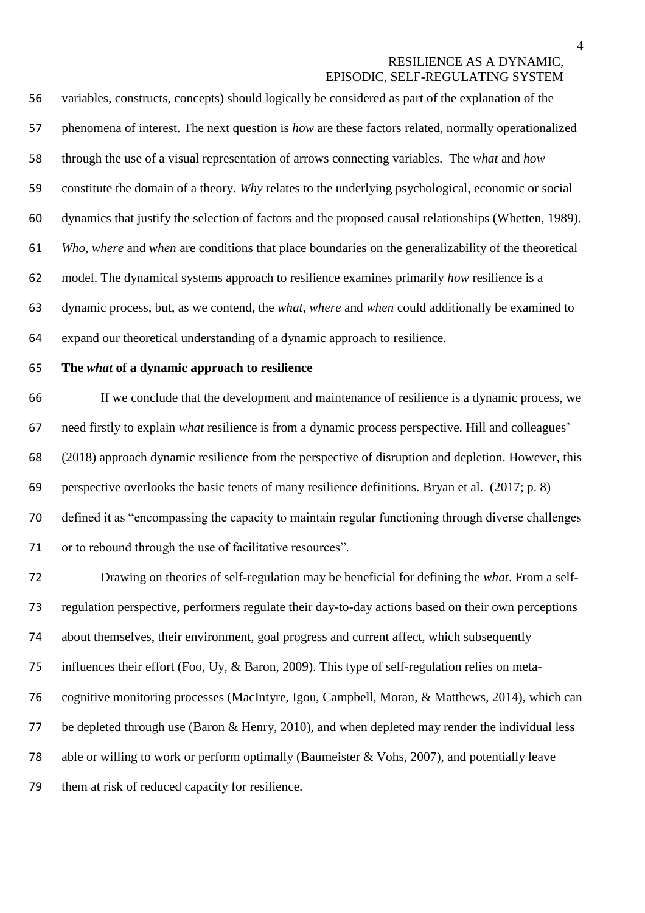variables, constructs, concepts) should logically be considered as part of the explanation of the phenomena of interest. The next question is *how* are these factors related, normally operationalized through the use of a visual representation of arrows connecting variables. The *what* and *how* constitute the domain of a theory. *Why* relates to the underlying psychological, economic or social dynamics that justify the selection of factors and the proposed causal relationships (Whetten, 1989). *Who*, *where* and *when* are conditions that place boundaries on the generalizability of the theoretical model. The dynamical systems approach to resilience examines primarily *how* resilience is a dynamic process, but, as we contend, the *what*, *where* and *when* could additionally be examined to expand our theoretical understanding of a dynamic approach to resilience.

**The *what* of a dynamic approach to resilience**

If we conclude that the development and maintenance of resilience is a dynamic process, we need firstly to explain *what* resilience is from a dynamic process perspective. Hill and colleagues' (2018) approach dynamic resilience from the perspective of disruption and depletion. However, this perspective overlooks the basic tenets of many resilience definitions. Bryan et al. (2017; p. 8) defined it as "encompassing the capacity to maintain regular functioning through diverse challenges or to rebound through the use of facilitative resources".

Drawing on theories of self-regulation may be beneficial for defining the *what*. From a self-regulation perspective, performers regulate their day-to-day actions based on their own perceptions about themselves, their environment, goal progress and current affect, which subsequently influences their effort (Foo, Uy, & Baron, 2009). This type of self-regulation relies on meta-cognitive monitoring processes (MacIntyre, Igou, Campbell, Moran, & Matthews, 2014), which can be depleted through use (Baron & Henry, 2010), and when depleted may render the individual less able or willing to work or perform optimally (Baumeister & Vohs, 2007), and potentially leave them at risk of reduced capacity for resilience.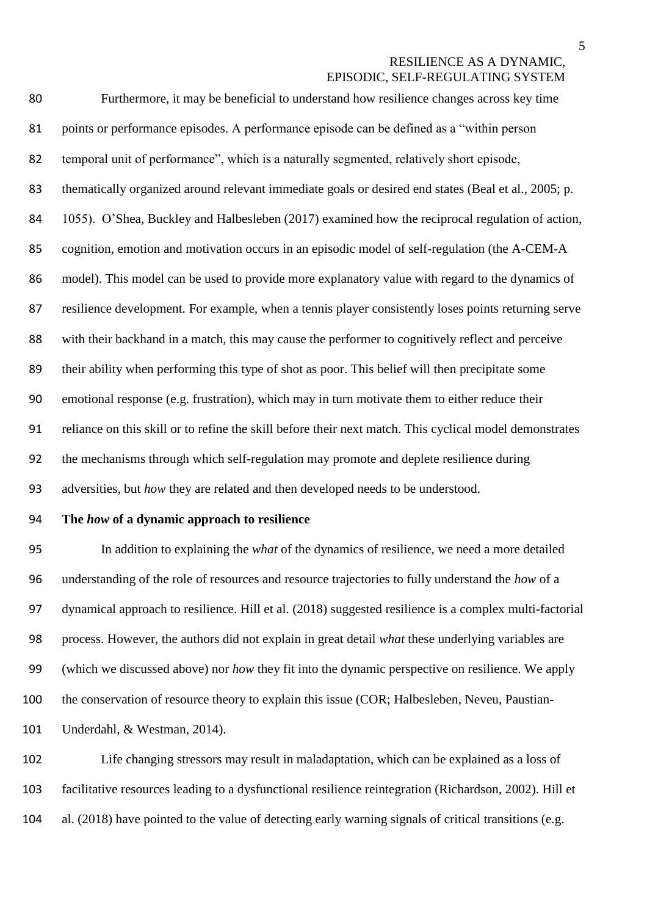Furthermore, it may be beneficial to understand how resilience changes across key time points or performance episodes. A performance episode can be defined as a "within person temporal unit of performance", which is a naturally segmented, relatively short episode, thematically organized around relevant immediate goals or desired end states (Beal et al., 2005; p. 1055). O'Shea, Buckley and Halbesleben (2017) examined how the reciprocal regulation of action, cognition, emotion and motivation occurs in an episodic model of self-regulation (the A-CEM-A model). This model can be used to provide more explanatory value with regard to the dynamics of resilience development. For example, when a tennis player consistently loses points returning serve with their backhand in a match, this may cause the performer to cognitively reflect and perceive their ability when performing this type of shot as poor. This belief will then precipitate some emotional response (e.g. frustration), which may in turn motivate them to either reduce their reliance on this skill or to refine the skill before their next match. This cyclical model demonstrates the mechanisms through which self-regulation may promote and deplete resilience during adversities, but *how* they are related and then developed needs to be understood.

**The *how* of a dynamic approach to resilience**

In addition to explaining the *what* of the dynamics of resilience, we need a more detailed understanding of the role of resources and resource trajectories to fully understand the *how* of a dynamical approach to resilience. Hill et al. (2018) suggested resilience is a complex multi-factorial process. However, the authors did not explain in great detail *what* these underlying variables are (which we discussed above) nor *how* they fit into the dynamic perspective on resilience. We apply the conservation of resource theory to explain this issue (COR; Halbesleben, Neveu, Paustian-Underdahl, & Westman, 2014).

Life changing stressors may result in maladaptation, which can be explained as a loss of facilitative resources leading to a dysfunctional resilience reintegration (Richardson, 2002). Hill et al. (2018) have pointed to the value of detecting early warning signals of critical transitions (e.g.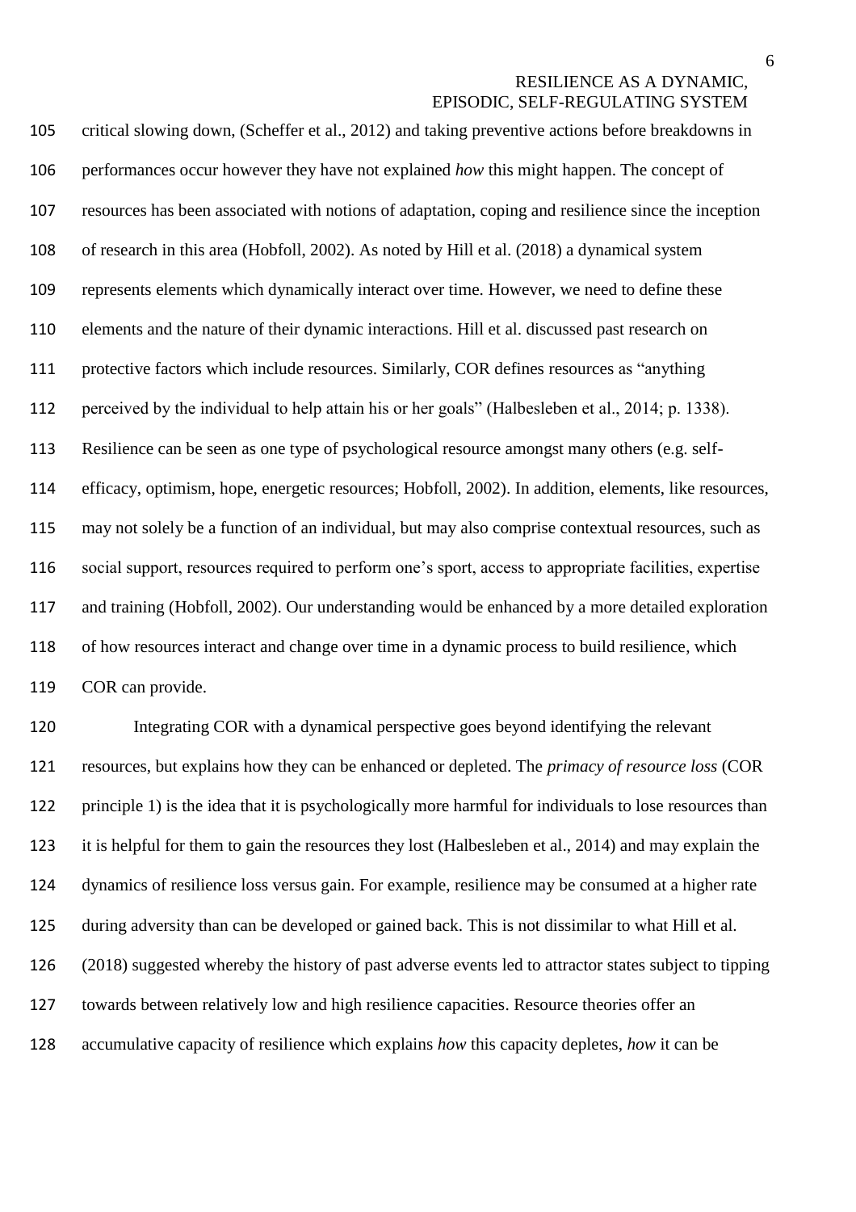critical slowing down, (Scheffer et al., 2012) and taking preventive actions before breakdowns in performances occur however they have not explained *how* this might happen. The concept of resources has been associated with notions of adaptation, coping and resilience since the inception of research in this area (Hobfoll, 2002). As noted by Hill et al. (2018) a dynamical system represents elements which dynamically interact over time. However, we need to define these elements and the nature of their dynamic interactions. Hill et al. discussed past research on protective factors which include resources. Similarly, COR defines resources as "anything perceived by the individual to help attain his or her goals" (Halbesleben et al., 2014; p. 1338). Resilience can be seen as one type of psychological resource amongst many others (e.g. self-efficacy, optimism, hope, energetic resources; Hobfoll, 2002). In addition, elements, like resources, may not solely be a function of an individual, but may also comprise contextual resources, such as social support, resources required to perform one's sport, access to appropriate facilities, expertise and training (Hobfoll, 2002). Our understanding would be enhanced by a more detailed exploration of how resources interact and change over time in a dynamic process to build resilience, which COR can provide.

Integrating COR with a dynamical perspective goes beyond identifying the relevant resources, but explains how they can be enhanced or depleted. The *primacy of resource loss* (COR principle 1) is the idea that it is psychologically more harmful for individuals to lose resources than it is helpful for them to gain the resources they lost (Halbesleben et al., 2014) and may explain the dynamics of resilience loss versus gain. For example, resilience may be consumed at a higher rate during adversity than can be developed or gained back. This is not dissimilar to what Hill et al. (2018) suggested whereby the history of past adverse events led to attractor states subject to tipping towards between relatively low and high resilience capacities. Resource theories offer an accumulative capacity of resilience which explains *how* this capacity depletes, *how* it can be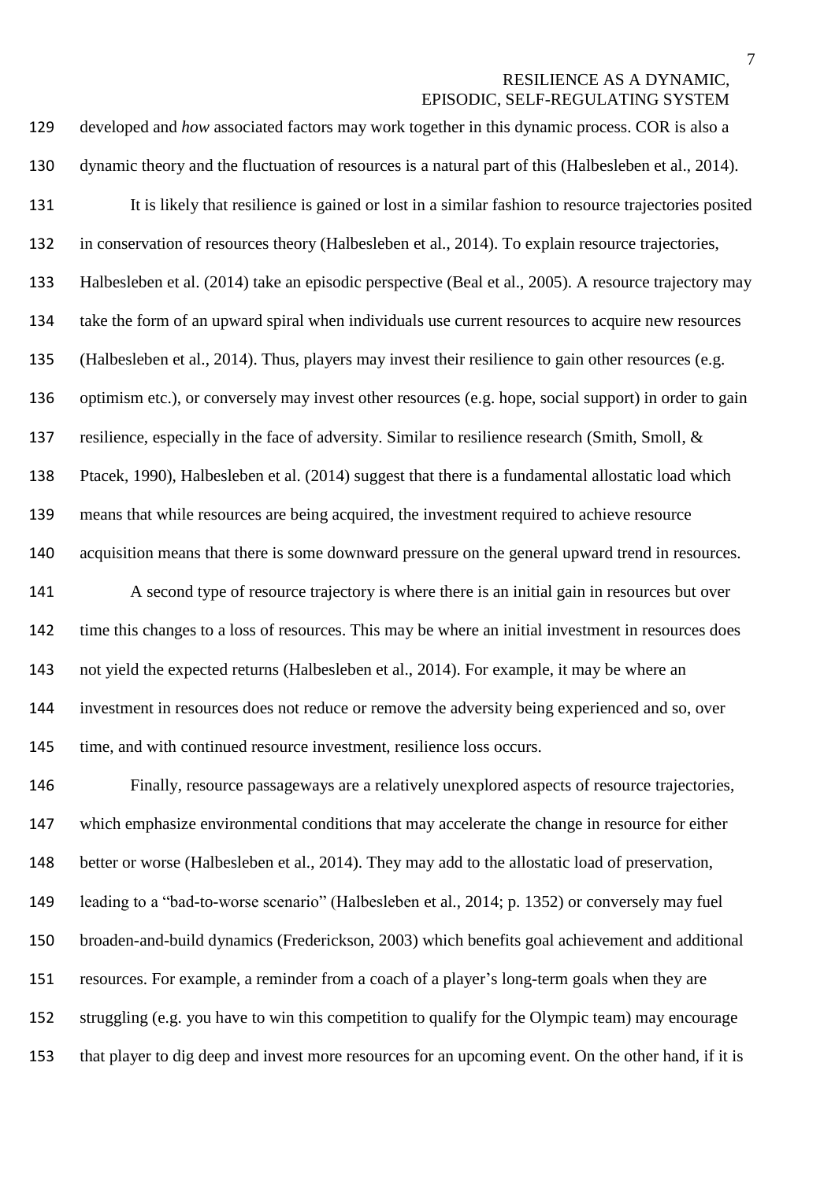developed and *how* associated factors may work together in this dynamic process. COR is also a dynamic theory and the fluctuation of resources is a natural part of this (Halbesleben et al., 2014).

It is likely that resilience is gained or lost in a similar fashion to resource trajectories posited in conservation of resources theory (Halbesleben et al., 2014). To explain resource trajectories, Halbesleben et al. (2014) take an episodic perspective (Beal et al., 2005). A resource trajectory may take the form of an upward spiral when individuals use current resources to acquire new resources (Halbesleben et al., 2014). Thus, players may invest their resilience to gain other resources (e.g. optimism etc.), or conversely may invest other resources (e.g. hope, social support) in order to gain resilience, especially in the face of adversity. Similar to resilience research (Smith, Smoll, & Ptacek, 1990), Halbesleben et al. (2014) suggest that there is a fundamental allostatic load which means that while resources are being acquired, the investment required to achieve resource acquisition means that there is some downward pressure on the general upward trend in resources.

A second type of resource trajectory is where there is an initial gain in resources but over time this changes to a loss of resources. This may be where an initial investment in resources does not yield the expected returns (Halbesleben et al., 2014). For example, it may be where an investment in resources does not reduce or remove the adversity being experienced and so, over time, and with continued resource investment, resilience loss occurs.

Finally, resource passageways are a relatively unexplored aspects of resource trajectories, which emphasize environmental conditions that may accelerate the change in resource for either better or worse (Halbesleben et al., 2014). They may add to the allostatic load of preservation, leading to a "bad-to-worse scenario" (Halbesleben et al., 2014; p. 1352) or conversely may fuel broaden-and-build dynamics (Frederickson, 2003) which benefits goal achievement and additional resources. For example, a reminder from a coach of a player's long-term goals when they are struggling (e.g. you have to win this competition to qualify for the Olympic team) may encourage that player to dig deep and invest more resources for an upcoming event. On the other hand, if it is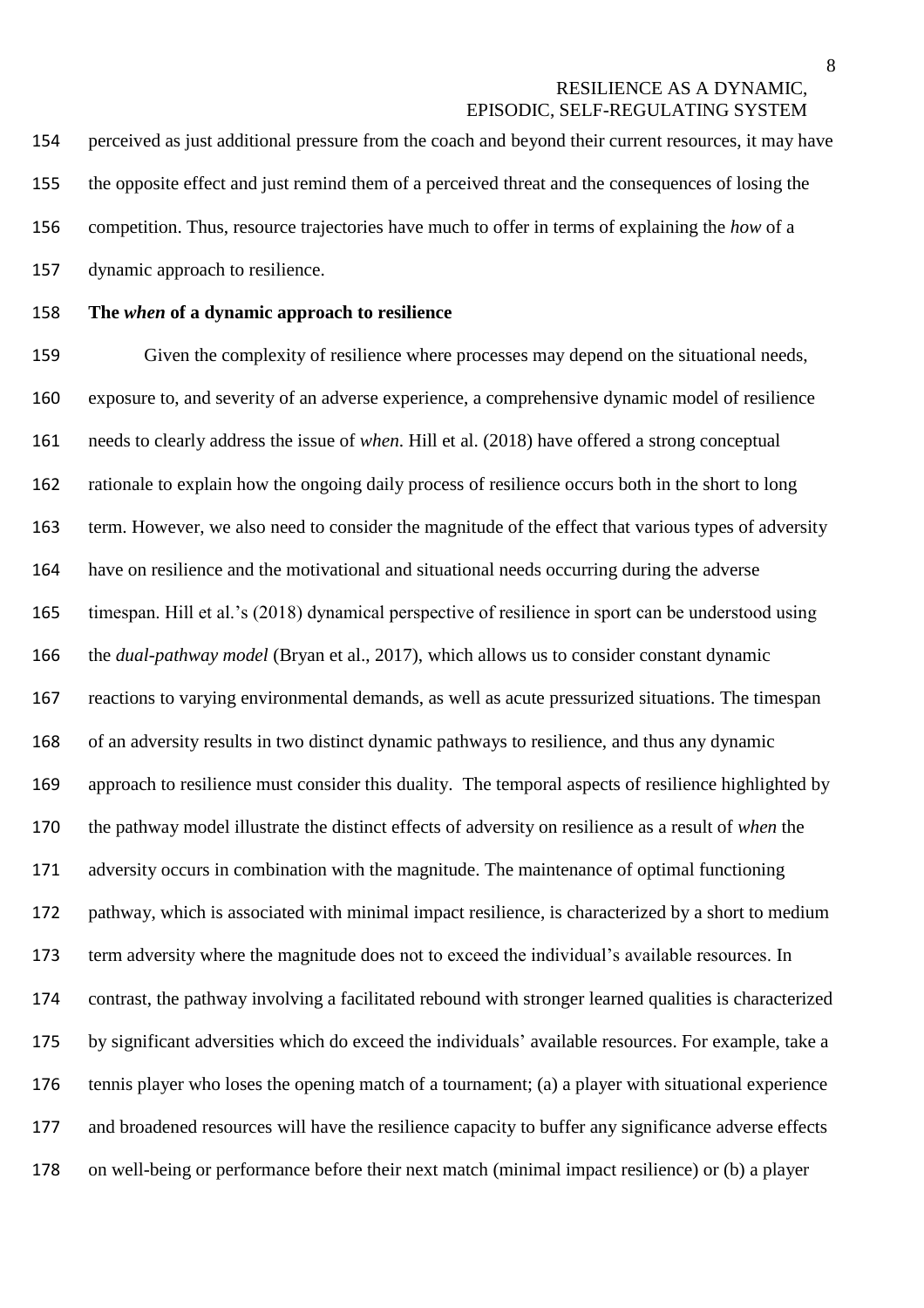perceived as just additional pressure from the coach and beyond their current resources, it may have the opposite effect and just remind them of a perceived threat and the consequences of losing the competition. Thus, resource trajectories have much to offer in terms of explaining the *how* of a dynamic approach to resilience.

## The *when* of a dynamic approach to resilience

Given the complexity of resilience where processes may depend on the situational needs, exposure to, and severity of an adverse experience, a comprehensive dynamic model of resilience needs to clearly address the issue of *when*. Hill et al. (2018) have offered a strong conceptual rationale to explain how the ongoing daily process of resilience occurs both in the short to long term. However, we also need to consider the magnitude of the effect that various types of adversity have on resilience and the motivational and situational needs occurring during the adverse timespan. Hill et al.'s (2018) dynamical perspective of resilience in sport can be understood using the *dual-pathway model* (Bryan et al., 2017), which allows us to consider constant dynamic reactions to varying environmental demands, as well as acute pressurized situations. The timespan of an adversity results in two distinct dynamic pathways to resilience, and thus any dynamic approach to resilience must consider this duality. The temporal aspects of resilience highlighted by the pathway model illustrate the distinct effects of adversity on resilience as a result of *when* the adversity occurs in combination with the magnitude. The maintenance of optimal functioning pathway, which is associated with minimal impact resilience, is characterized by a short to medium term adversity where the magnitude does not to exceed the individual's available resources. In contrast, the pathway involving a facilitated rebound with stronger learned qualities is characterized by significant adversities which do exceed the individuals' available resources. For example, take a tennis player who loses the opening match of a tournament; (a) a player with situational experience and broadened resources will have the resilience capacity to buffer any significance adverse effects on well-being or performance before their next match (minimal impact resilience) or (b) a player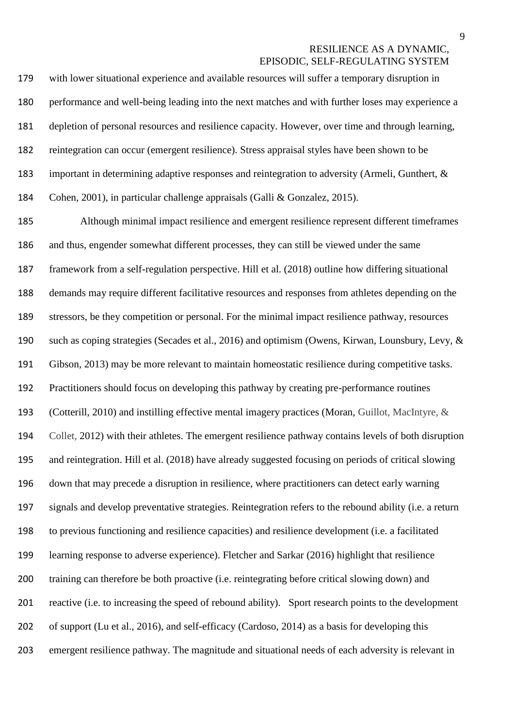with lower situational experience and available resources will suffer a temporary disruption in performance and well-being leading into the next matches and with further loses may experience a depletion of personal resources and resilience capacity. However, over time and through learning, reintegration can occur (emergent resilience). Stress appraisal styles have been shown to be important in determining adaptive responses and reintegration to adversity (Armeli, Gunthert, & Cohen, 2001), in particular challenge appraisals (Galli & Gonzalez, 2015).

Although minimal impact resilience and emergent resilience represent different timeframes and thus, engender somewhat different processes, they can still be viewed under the same framework from a self-regulation perspective. Hill et al. (2018) outline how differing situational demands may require different facilitative resources and responses from athletes depending on the stressors, be they competition or personal. For the minimal impact resilience pathway, resources such as coping strategies (Secades et al., 2016) and optimism (Owens, Kirwan, Lounsbury, Levy, & Gibson, 2013) may be more relevant to maintain homeostatic resilience during competitive tasks. Practitioners should focus on developing this pathway by creating pre-performance routines (Cotterill, 2010) and instilling effective mental imagery practices (Moran, Guillot, MacIntyre, & Collet, 2012) with their athletes. The emergent resilience pathway contains levels of both disruption and reintegration. Hill et al. (2018) have already suggested focusing on periods of critical slowing down that may precede a disruption in resilience, where practitioners can detect early warning signals and develop preventative strategies. Reintegration refers to the rebound ability (i.e. a return to previous functioning and resilience capacities) and resilience development (i.e. a facilitated learning response to adverse experience). Fletcher and Sarkar (2016) highlight that resilience training can therefore be both proactive (i.e. reintegrating before critical slowing down) and reactive (i.e. to increasing the speed of rebound ability). Sport research points to the development of support (Lu et al., 2016), and self-efficacy (Cardoso, 2014) as a basis for developing this emergent resilience pathway. The magnitude and situational needs of each adversity is relevant in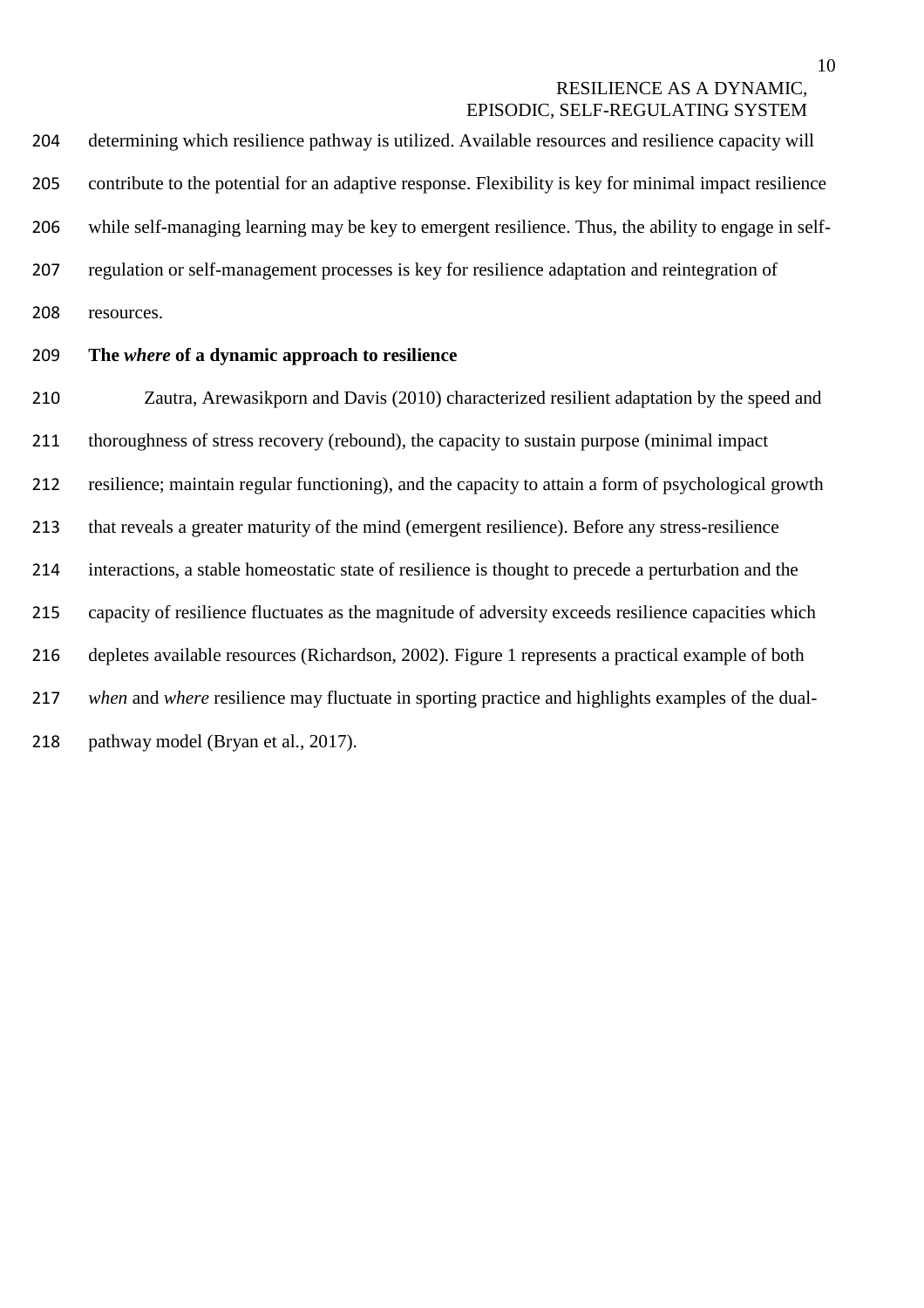determining which resilience pathway is utilized. Available resources and resilience capacity will contribute to the potential for an adaptive response. Flexibility is key for minimal impact resilience while self-managing learning may be key to emergent resilience. Thus, the ability to engage in self-regulation or self-management processes is key for resilience adaptation and reintegration of resources.

### The *where* of a dynamic approach to resilience

Zautra, Arewasikporn and Davis (2010) characterized resilient adaptation by the speed and thoroughness of stress recovery (rebound), the capacity to sustain purpose (minimal impact resilience; maintain regular functioning), and the capacity to attain a form of psychological growth that reveals a greater maturity of the mind (emergent resilience). Before any stress-resilience interactions, a stable homeostatic state of resilience is thought to precede a perturbation and the capacity of resilience fluctuates as the magnitude of adversity exceeds resilience capacities which depletes available resources (Richardson, 2002). Figure 1 represents a practical example of both *when* and *where* resilience may fluctuate in sporting practice and highlights examples of the dual-pathway model (Bryan et al., 2017).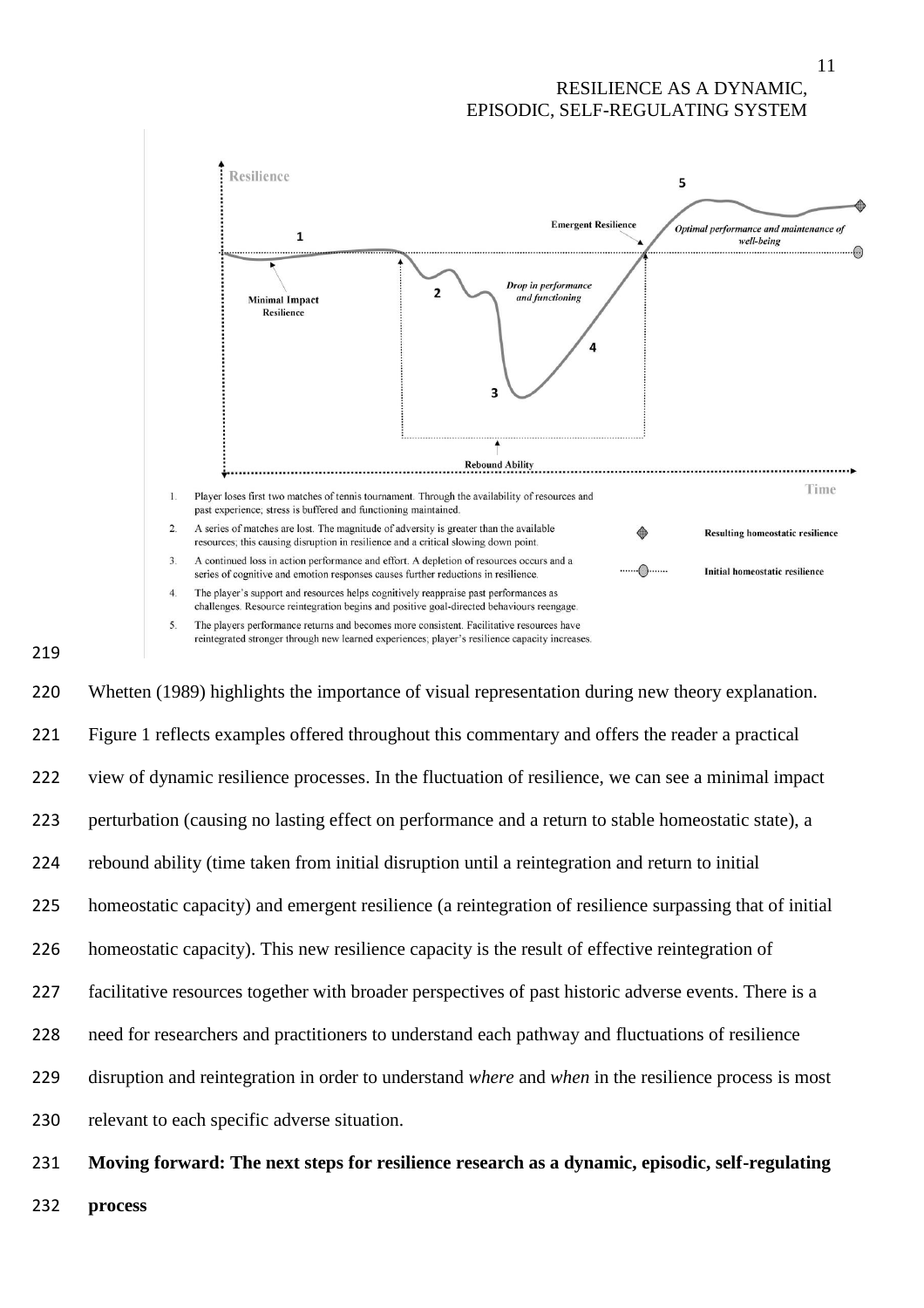1. Player loses first two matches of tennis tournament. Through the availability of resources and past experience; stress is buffered and functioning maintained.
2. A series of matches are lost. The magnitude of adversity is greater than the available resources; this causing disruption in resilience and a critical slowing down point.
3. A continued loss in action performance and effort. A depletion of resources occurs and a series of cognitive and emotion responses causes further reductions in resilience.
4. The player's support and resources helps cognitively reappraise past performances as challenges. Resource reintegration begins and positive goal-directed behaviours reengage.
5. The players performance returns and becomes more consistent. Facilitative resources have reintegrated stronger through new learned experiences; player's resilience capacity increases.

Resulting homeostatic resilience

Initial homeostatic resilience

Whetten (1989) highlights the importance of visual representation during new theory explanation. Figure 1 reflects examples offered throughout this commentary and offers the reader a practical view of dynamic resilience processes. In the fluctuation of resilience, we can see a minimal impact perturbation (causing no lasting effect on performance and a return to stable homeostatic state), a rebound ability (time taken from initial disruption until a reintegration and return to initial homeostatic capacity) and emergent resilience (a reintegration of resilience surpassing that of initial homeostatic capacity). This new resilience capacity is the result of effective reintegration of facilitative resources together with broader perspectives of past historic adverse events. There is a need for researchers and practitioners to understand each pathway and fluctuations of resilience disruption and reintegration in order to understand *where* and *when* in the resilience process is most relevant to each specific adverse situation.

**Moving forward: The next steps for resilience research as a dynamic, episodic, self-regulating process**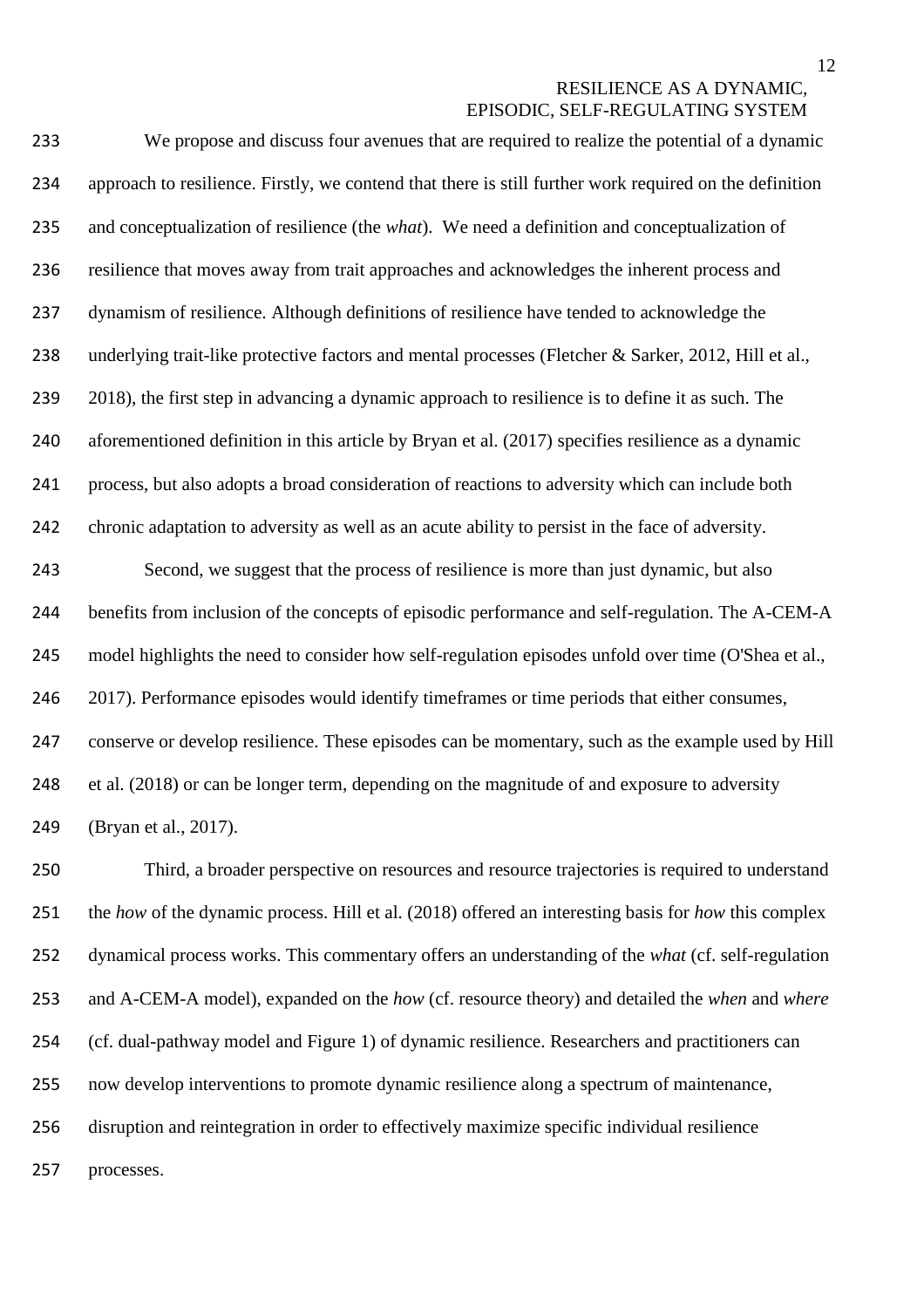We propose and discuss four avenues that are required to realize the potential of a dynamic approach to resilience. Firstly, we contend that there is still further work required on the definition and conceptualization of resilience (the *what*). We need a definition and conceptualization of resilience that moves away from trait approaches and acknowledges the inherent process and dynamism of resilience. Although definitions of resilience have tended to acknowledge the underlying trait-like protective factors and mental processes (Fletcher & Sarker, 2012, Hill et al., 2018), the first step in advancing a dynamic approach to resilience is to define it as such. The aforementioned definition in this article by Bryan et al. (2017) specifies resilience as a dynamic process, but also adopts a broad consideration of reactions to adversity which can include both chronic adaptation to adversity as well as an acute ability to persist in the face of adversity.

Second, we suggest that the process of resilience is more than just dynamic, but also benefits from inclusion of the concepts of episodic performance and self-regulation. The A-CEM-A model highlights the need to consider how self-regulation episodes unfold over time (O'Shea et al., 2017). Performance episodes would identify timeframes or time periods that either consumes, conserve or develop resilience. These episodes can be momentary, such as the example used by Hill et al. (2018) or can be longer term, depending on the magnitude of and exposure to adversity (Bryan et al., 2017).

Third, a broader perspective on resources and resource trajectories is required to understand the *how* of the dynamic process. Hill et al. (2018) offered an interesting basis for *how* this complex dynamical process works. This commentary offers an understanding of the *what* (cf. self-regulation and A-CEM-A model), expanded on the *how* (cf. resource theory) and detailed the *when* and *where* (cf. dual-pathway model and Figure 1) of dynamic resilience. Researchers and practitioners can now develop interventions to promote dynamic resilience along a spectrum of maintenance, disruption and reintegration in order to effectively maximize specific individual resilience processes.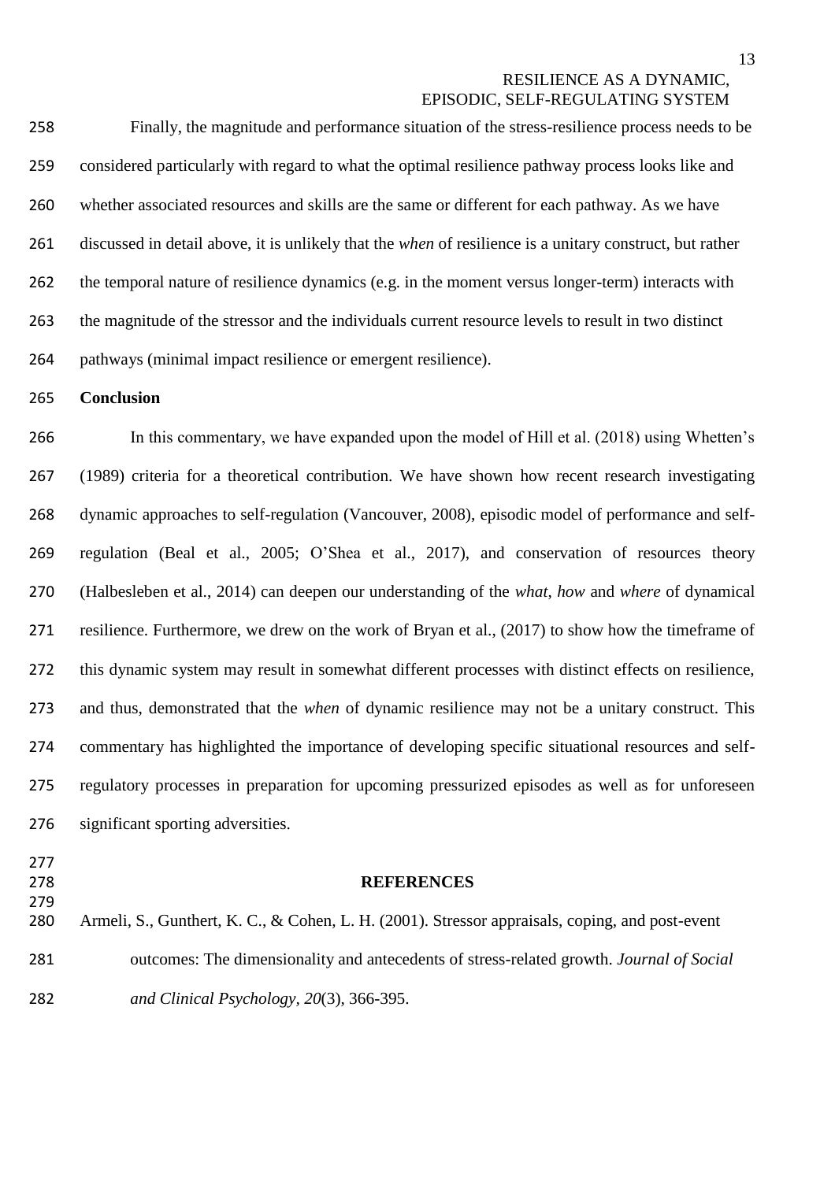Finally, the magnitude and performance situation of the stress-resilience process needs to be considered particularly with regard to what the optimal resilience pathway process looks like and whether associated resources and skills are the same or different for each pathway. As we have discussed in detail above, it is unlikely that the *when* of resilience is a unitary construct, but rather the temporal nature of resilience dynamics (e.g. in the moment versus longer-term) interacts with the magnitude of the stressor and the individuals current resource levels to result in two distinct pathways (minimal impact resilience or emergent resilience).

## Conclusion

In this commentary, we have expanded upon the model of Hill et al. (2018) using Whetten's (1989) criteria for a theoretical contribution. We have shown how recent research investigating dynamic approaches to self-regulation (Vancouver, 2008), episodic model of performance and self-regulation (Beal et al., 2005; O'Shea et al., 2017), and conservation of resources theory (Halbesleben et al., 2014) can deepen our understanding of the *what*, *how* and *where* of dynamical resilience. Furthermore, we drew on the work of Bryan et al., (2017) to show how the timeframe of this dynamic system may result in somewhat different processes with distinct effects on resilience, and thus, demonstrated that the *when* of dynamic resilience may not be a unitary construct. This commentary has highlighted the importance of developing specific situational resources and self-regulatory processes in preparation for upcoming pressurized episodes as well as for unforeseen significant sporting adversities.

## REFERENCES

Armeli, S., Gunthert, K. C., & Cohen, L. H. (2001). Stressor appraisals, coping, and post-event outcomes: The dimensionality and antecedents of stress-related growth. *Journal of Social and Clinical Psychology*, *20*(3), 366-395.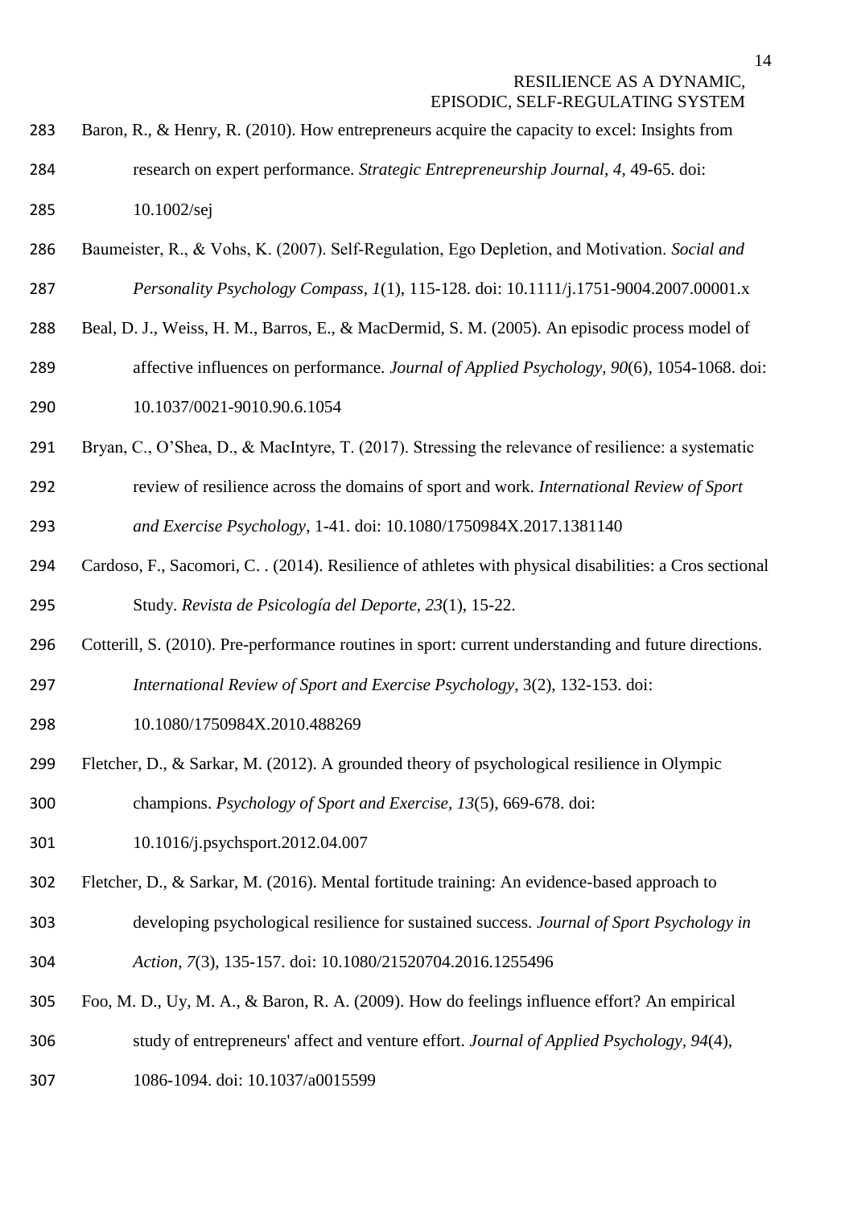Baron, R., & Henry, R. (2010). How entrepreneurs acquire the capacity to excel: Insights from research on expert performance. *Strategic Entrepreneurship Journal, 4,* 49-65. doi: 10.1002/sej

Baumeister, R., & Vohs, K. (2007). Self-Regulation, Ego Depletion, and Motivation. *Social and Personality Psychology Compass, 1*(1), 115-128. doi: 10.1111/j.1751-9004.2007.00001.x

Beal, D. J., Weiss, H. M., Barros, E., & MacDermid, S. M. (2005). An episodic process model of affective influences on performance. *Journal of Applied Psychology, 90*(6), 1054-1068. doi: 10.1037/0021-9010.90.6.1054

Bryan, C., O'Shea, D., & MacIntyre, T. (2017). Stressing the relevance of resilience: a systematic review of resilience across the domains of sport and work. *International Review of Sport and Exercise Psychology*, 1-41. doi: 10.1080/1750984X.2017.1381140

Cardoso, F., Sacomori, C. . (2014). Resilience of athletes with physical disabilities: a Cros sectional Study. *Revista de Psicología del Deporte, 23*(1), 15-22.

Cotterill, S. (2010). Pre-performance routines in sport: current understanding and future directions. *International Review of Sport and Exercise Psychology*, 3(2), 132-153. doi: 10.1080/1750984X.2010.488269

Fletcher, D., & Sarkar, M. (2012). A grounded theory of psychological resilience in Olympic champions. *Psychology of Sport and Exercise, 13*(5), 669-678. doi: 10.1016/j.psychsport.2012.04.007

Fletcher, D., & Sarkar, M. (2016). Mental fortitude training: An evidence-based approach to developing psychological resilience for sustained success. *Journal of Sport Psychology in Action, 7*(3), 135-157. doi: 10.1080/21520704.2016.1255496

Foo, M. D., Uy, M. A., & Baron, R. A. (2009). How do feelings influence effort? An empirical study of entrepreneurs' affect and venture effort. *Journal of Applied Psychology, 94*(4), 1086-1094. doi: 10.1037/a0015599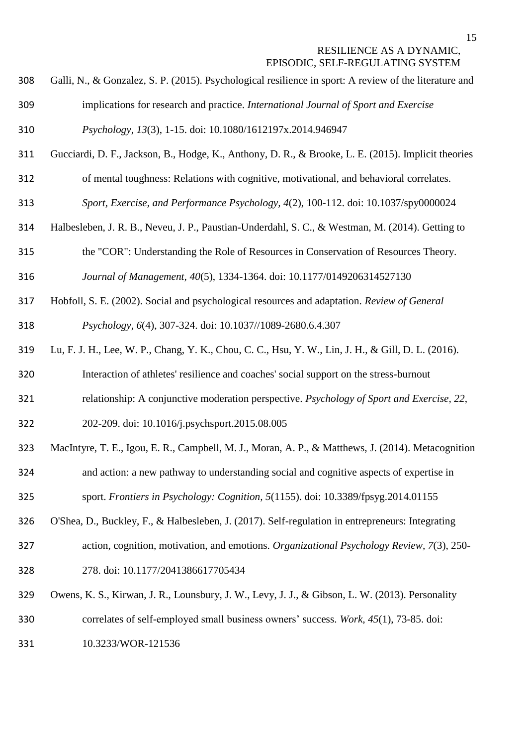Galli, N., & Gonzalez, S. P. (2015). Psychological resilience in sport: A review of the literature and implications for research and practice. *International Journal of Sport and Exercise Psychology, 13*(3), 1-15. doi: 10.1080/1612197x.2014.946947

Gucciardi, D. F., Jackson, B., Hodge, K., Anthony, D. R., & Brooke, L. E. (2015). Implicit theories of mental toughness: Relations with cognitive, motivational, and behavioral correlates. *Sport, Exercise, and Performance Psychology, 4*(2), 100-112. doi: 10.1037/spy0000024

Halbesleben, J. R. B., Neveu, J. P., Paustian-Underdahl, S. C., & Westman, M. (2014). Getting to the "COR": Understanding the Role of Resources in Conservation of Resources Theory. *Journal of Management, 40*(5), 1334-1364. doi: 10.1177/0149206314527130

Hobfoll, S. E. (2002). Social and psychological resources and adaptation. *Review of General Psychology, 6*(4), 307-324. doi: 10.1037//1089-2680.6.4.307

Lu, F. J. H., Lee, W. P., Chang, Y. K., Chou, C. C., Hsu, Y. W., Lin, J. H., & Gill, D. L. (2016). Interaction of athletes' resilience and coaches' social support on the stress-burnout relationship: A conjunctive moderation perspective. *Psychology of Sport and Exercise, 22*, 202-209. doi: 10.1016/j.psychsport.2015.08.005

MacIntyre, T. E., Igou, E. R., Campbell, M. J., Moran, A. P., & Matthews, J. (2014). Metacognition and action: a new pathway to understanding social and cognitive aspects of expertise in sport. *Frontiers in Psychology: Cognition, 5*(1155). doi: 10.3389/fpsyg.2014.01155

O'Shea, D., Buckley, F., & Halbesleben, J. (2017). Self-regulation in entrepreneurs: Integrating action, cognition, motivation, and emotions. *Organizational Psychology Review, 7*(3), 250-278. doi: 10.1177/2041386617705434

Owens, K. S., Kirwan, J. R., Lounsbury, J. W., Levy, J. J., & Gibson, L. W. (2013). Personality correlates of self-employed small business owners' success. *Work, 45*(1), 73-85. doi: 10.3233/WOR-121536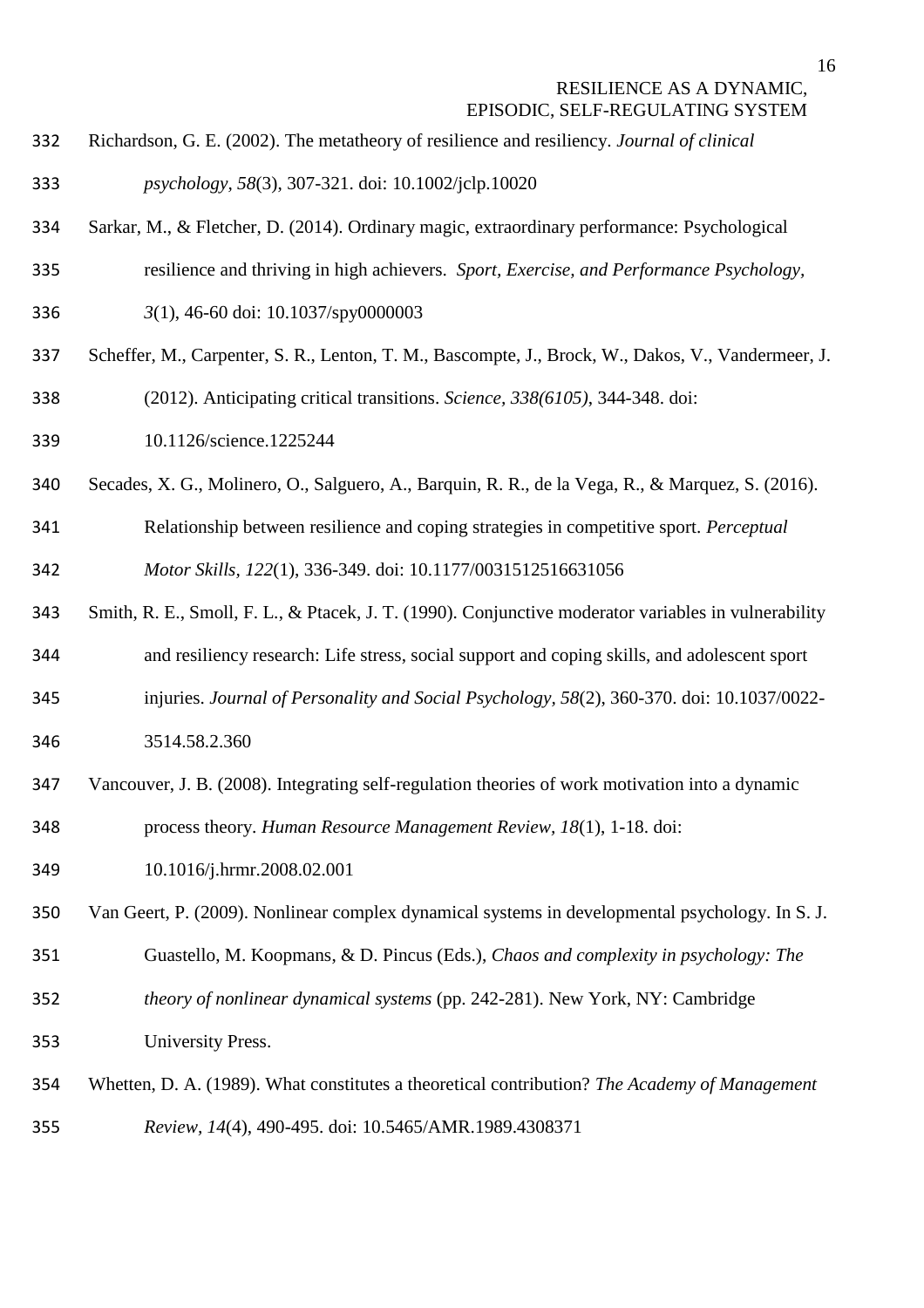Richardson, G. E. (2002). The metatheory of resilience and resiliency. *Journal of clinical psychology*, *58*(3), 307-321. doi: 10.1002/jclp.10020

Sarkar, M., & Fletcher, D. (2014). Ordinary magic, extraordinary performance: Psychological resilience and thriving in high achievers. *Sport, Exercise, and Performance Psychology, 3*(1), 46-60 doi: 10.1037/spy0000003

Scheffer, M., Carpenter, S. R., Lenton, T. M., Bascompte, J., Brock, W., Dakos, V., Vandermeer, J. (2012). Anticipating critical transitions. *Science, 338(6105)*, 344-348. doi: 10.1126/science.1225244

Secades, X. G., Molinero, O., Salguero, A., Barquin, R. R., de la Vega, R., & Marquez, S. (2016). Relationship between resilience and coping strategies in competitive sport. *Perceptual Motor Skills, 122*(1), 336-349. doi: 10.1177/0031512516631056

Smith, R. E., Smoll, F. L., & Ptacek, J. T. (1990). Conjunctive moderator variables in vulnerability and resiliency research: Life stress, social support and coping skills, and adolescent sport injuries. *Journal of Personality and Social Psychology, 58*(2), 360-370. doi: 10.1037/0022-3514.58.2.360

Vancouver, J. B. (2008). Integrating self-regulation theories of work motivation into a dynamic process theory. *Human Resource Management Review*, *18*(1), 1-18. doi: 10.1016/j.hrmr.2008.02.001

Van Geert, P. (2009). Nonlinear complex dynamical systems in developmental psychology. In S. J. Guastello, M. Koopmans, & D. Pincus (Eds.), *Chaos and complexity in psychology: The theory of nonlinear dynamical systems* (pp. 242-281). New York, NY: Cambridge University Press.

Whetten, D. A. (1989). What constitutes a theoretical contribution? *The Academy of Management Review, 14*(4), 490-495. doi: 10.5465/AMR.1989.4308371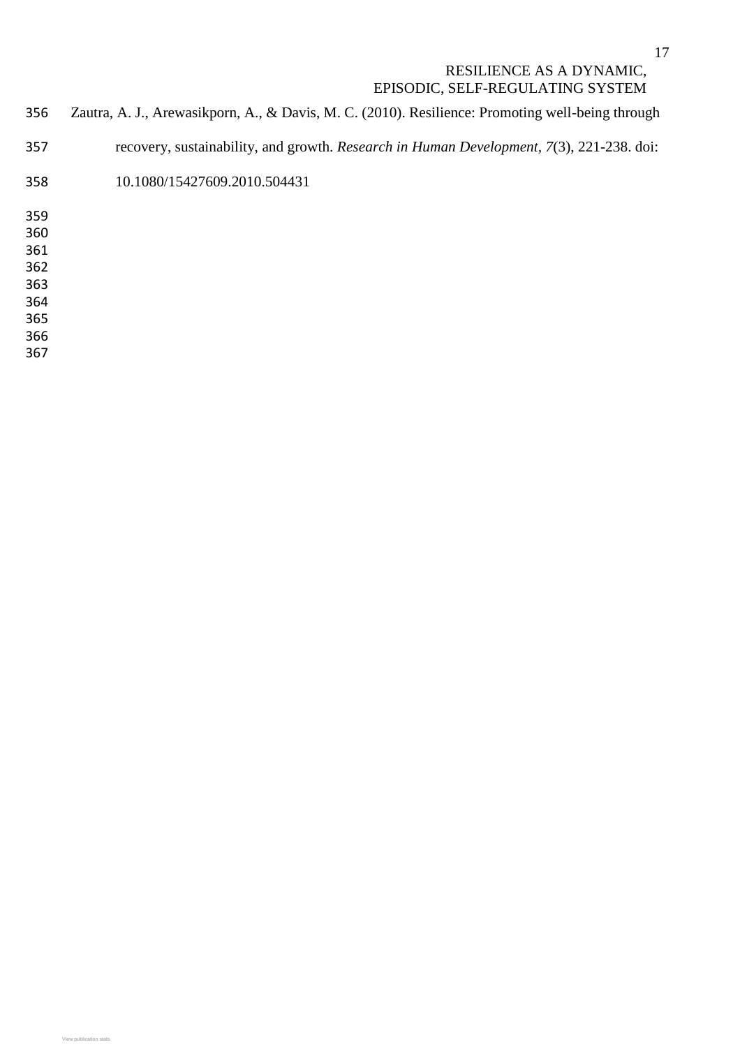Zautra, A. J., Arewasikporn, A., & Davis, M. C. (2010). Resilience: Promoting well-being through recovery, sustainability, and growth. *Research in Human Development, 7*(3), 221-238. doi: 10.1080/15427609.2010.504431